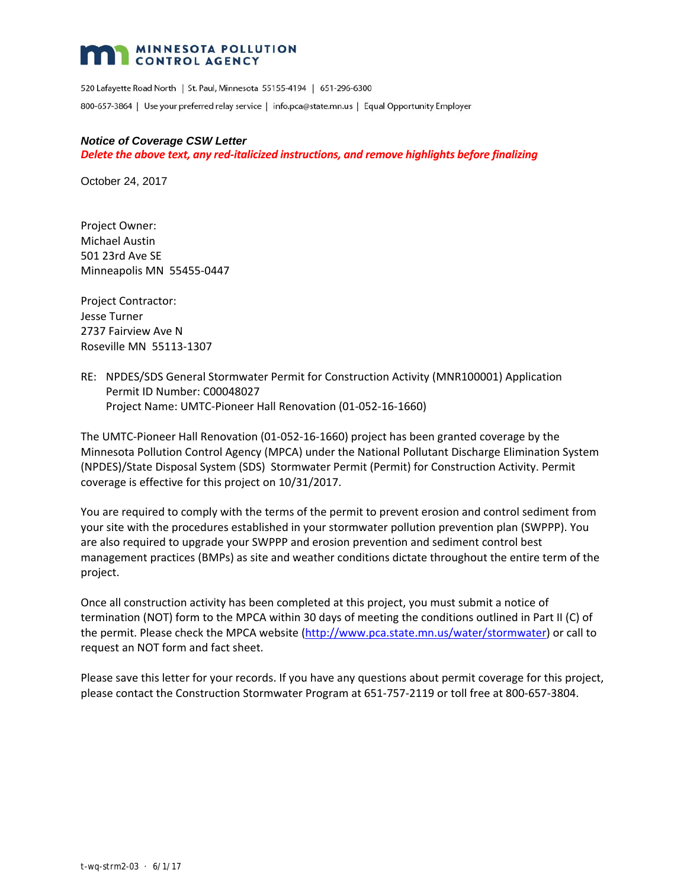**MINNESOTA POLLUTION CONTROL AGENCY**

520 Lafayette Road North | St. Paul, Minnesota 55155-4194 | 651-296-6300

800-657-3864 | Use your preferred relay service | info.pca@state.mn.us | Equal Opportunity Employer

***Notice of Coverage CSW Letter***

***Delete the above text, any red-italicized instructions, and remove highlights before finalizing***

October 24, 2017

Project Owner:
Michael Austin
501 23rd Ave SE
Minneapolis MN 55455-0447

Project Contractor:
Jesse Turner
2737 Fairview Ave N
Roseville MN 55113-1307

RE: NPDES/SDS General Stormwater Permit for Construction Activity (MNR100001) Application
Permit ID Number: C00048027
Project Name: UMTC-Pioneer Hall Renovation (01-052-16-1660)

The UMTC-Pioneer Hall Renovation (01-052-16-1660) project has been granted coverage by the Minnesota Pollution Control Agency (MPCA) under the National Pollutant Discharge Elimination System (NPDES)/State Disposal System (SDS) Stormwater Permit (Permit) for Construction Activity. Permit coverage is effective for this project on 10/31/2017.

You are required to comply with the terms of the permit to prevent erosion and control sediment from your site with the procedures established in your stormwater pollution prevention plan (SWPPP). You are also required to upgrade your SWPPP and erosion prevention and sediment control best management practices (BMPs) as site and weather conditions dictate throughout the entire term of the project.

Once all construction activity has been completed at this project, you must submit a notice of termination (NOT) form to the MPCA within 30 days of meeting the conditions outlined in Part II (C) of the permit. Please check the MPCA website (http://www.pca.state.mn.us/water/stormwater) or call to request an NOT form and fact sheet.

Please save this letter for your records. If you have any questions about permit coverage for this project, please contact the Construction Stormwater Program at 651-757-2119 or toll free at 800-657-3804.

t-wq-strm2-03 · 6/1/17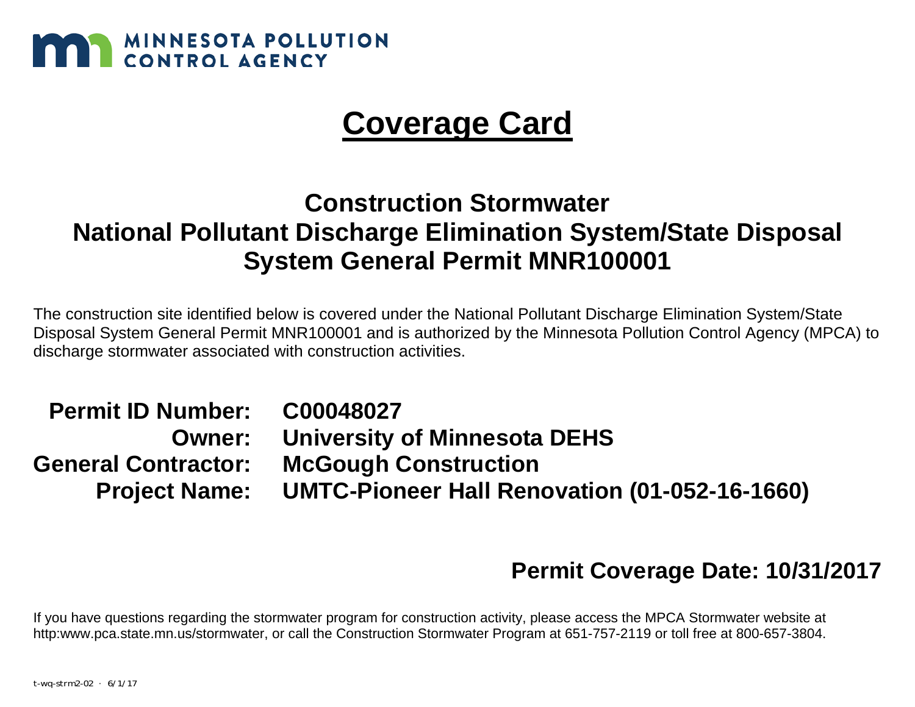MINNESOTA POLLUTION CONTROL AGENCY

# Coverage Card

## Construction Stormwater National Pollutant Discharge Elimination System/State Disposal System General Permit MNR100001

The construction site identified below is covered under the National Pollutant Discharge Elimination System/State Disposal System General Permit MNR100001 and is authorized by the Minnesota Pollution Control Agency (MPCA) to discharge stormwater associated with construction activities.

**Permit ID Number:** **C00048027**
**Owner:** **University of Minnesota DEHS**
**General Contractor:** **McGough Construction**
**Project Name:** **UMTC-Pioneer Hall Renovation (01-052-16-1660)**

**Permit Coverage Date: 10/31/2017**

If you have questions regarding the stormwater program for construction activity, please access the MPCA Stormwater website at http:www.pca.state.mn.us/stormwater, or call the Construction Stormwater Program at 651-757-2119 or toll free at 800-657-3804.

t-wq-strm2-02 · 6/1/17